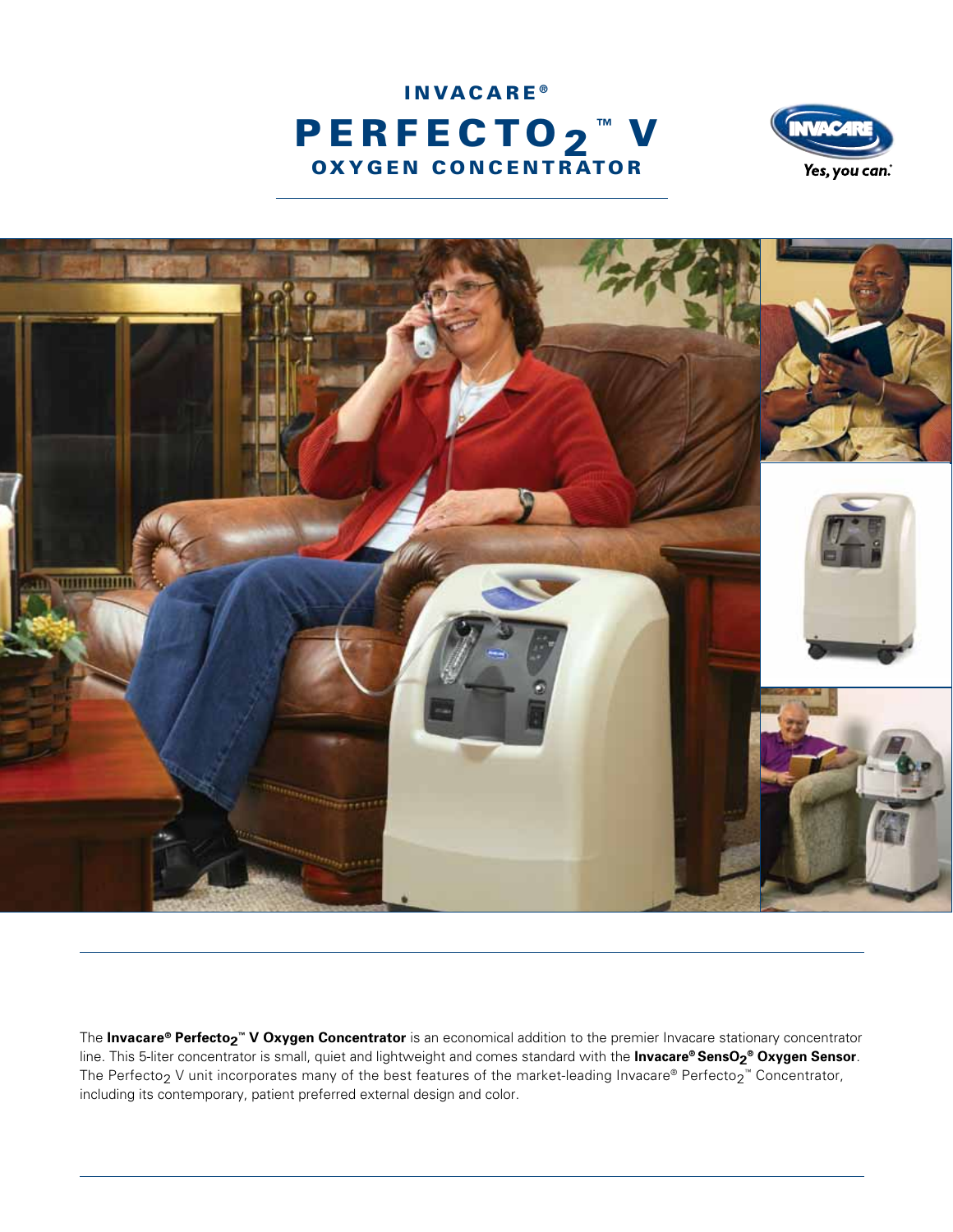# INVACARE®

# PERFECTO$_2$™ V

## OXYGEN CONCENTRATOR

Yes, you can.®

The **Invacare® Perfecto$_2$™ V Oxygen Concentrator** is an economical addition to the premier Invacare stationary concentrator line. This 5-liter concentrator is small, quiet and lightweight and comes standard with the **Invacare® SensO$_2$® Oxygen Sensor**. The Perfecto$_2$ V unit incorporates many of the best features of the market-leading Invacare® Perfecto$_2$™ Concentrator, including its contemporary, patient preferred external design and color.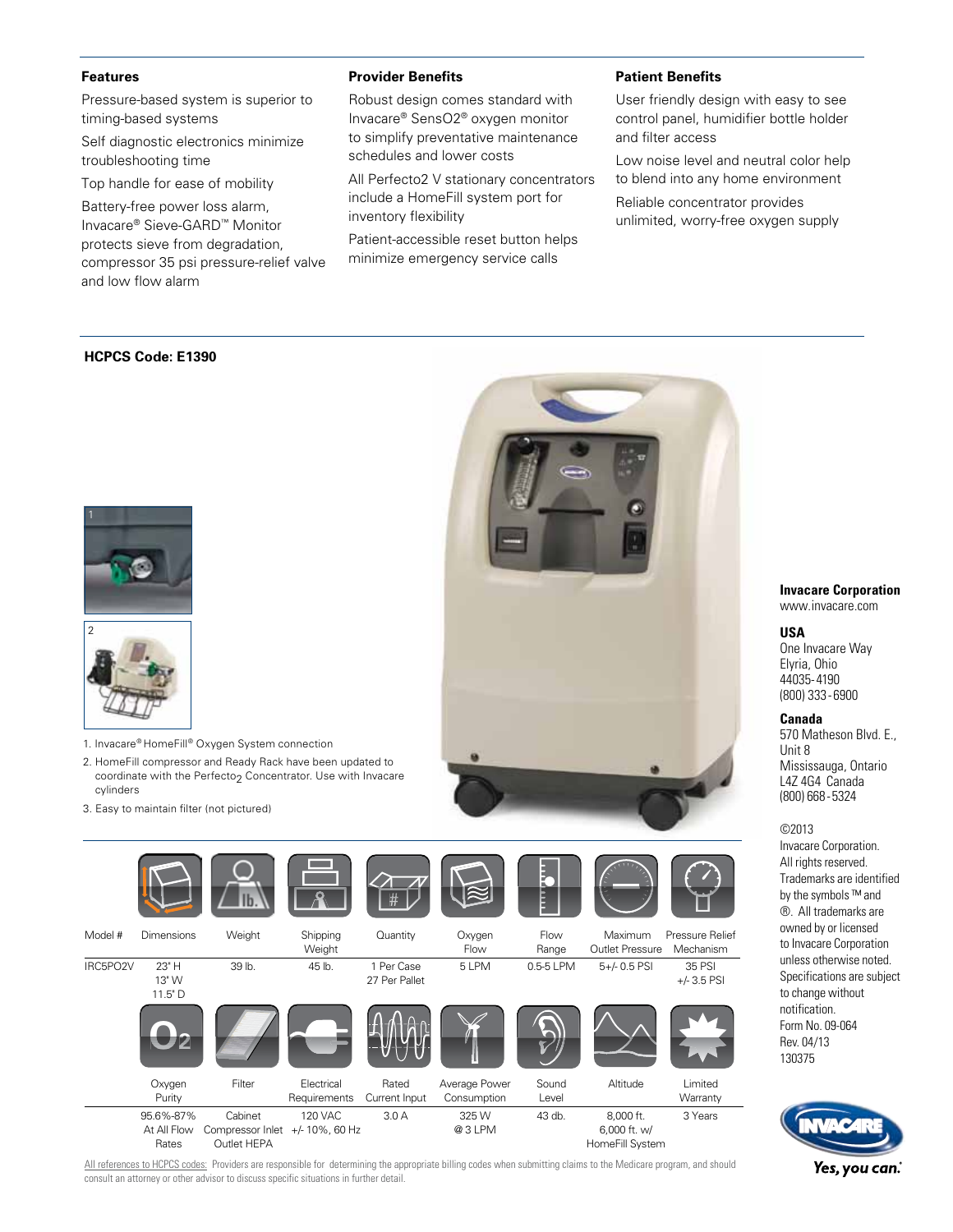### Features

Pressure-based system is superior to timing-based systems

Self diagnostic electronics minimize troubleshooting time

Top handle for ease of mobility

Battery-free power loss alarm, Invacare® Sieve-GARD™ Monitor protects sieve from degradation, compressor 35 psi pressure-relief valve and low flow alarm

### Provider Benefits

Robust design comes standard with Invacare® SensO2® oxygen monitor to simplify preventative maintenance schedules and lower costs

All Perfecto2 V stationary concentrators include a HomeFill system port for inventory flexibility

Patient-accessible reset button helps minimize emergency service calls

### Patient Benefits

User friendly design with easy to see control panel, humidifier bottle holder and filter access

Low noise level and neutral color help to blend into any home environment

Reliable concentrator provides unlimited, worry-free oxygen supply

**HCPCS Code: E1390**

1. Invacare® HomeFill® Oxygen System connection
2. HomeFill compressor and Ready Rack have been updated to coordinate with the Perfecto$_2$ Concentrator. Use with Invacare cylinders
3. Easy to maintain filter (not pictured)

| Model # | Dimensions | Weight | Shipping Weight | Quantity | Oxygen Flow | Flow Range | Maximum Outlet Pressure | Pressure Relief Mechanism |
|---|---|---|---|---|---|---|---|---|
| IRC5PO2V | 23" H 13" W 11.5" D | 39 lb. | 45 lb. | 1 Per Case 27 Per Pallet | 5 LPM | 0.5-5 LPM | 5+/- 0.5 PSI | 35 PSI +/- 3.5 PSI |

| | Oxygen Purity | Filter | Electrical Requirements | Rated Current Input | Average Power Consumption | Sound Level | Altitude | Limited Warranty |
|---|---|---|---|---|---|---|---|---|
| | 95.6%-87% At All Flow Rates | Cabinet Compressor Inlet Outlet HEPA | 120 VAC +/- 10%, 60 Hz | 3.0 A | 325 W @ 3 LPM | 43 db. | 8,000 ft. 6,000 ft. w/ HomeFill System | 3 Years |

All references to HCPCS codes: Providers are responsible for determining the appropriate billing codes when submitting claims to the Medicare program, and should consult an attorney or other advisor to discuss specific situations in further detail.

**Invacare Corporation**
www.invacare.com

**USA**
One Invacare Way
Elyria, Ohio
44035-4190
(800) 333-6900

**Canada**
570 Matheson Blvd. E., Unit 8
Mississauga, Ontario
L4Z 4G4 Canada
(800) 668-5324

©2013
Invacare Corporation. All rights reserved. Trademarks are identified by the symbols ™ and ®. All trademarks are owned by or licensed to Invacare Corporation unless otherwise noted. Specifications are subject to change without notification.
Form No. 09-064
Rev. 04/13
130375

INVACARE
*Yes, you can.*